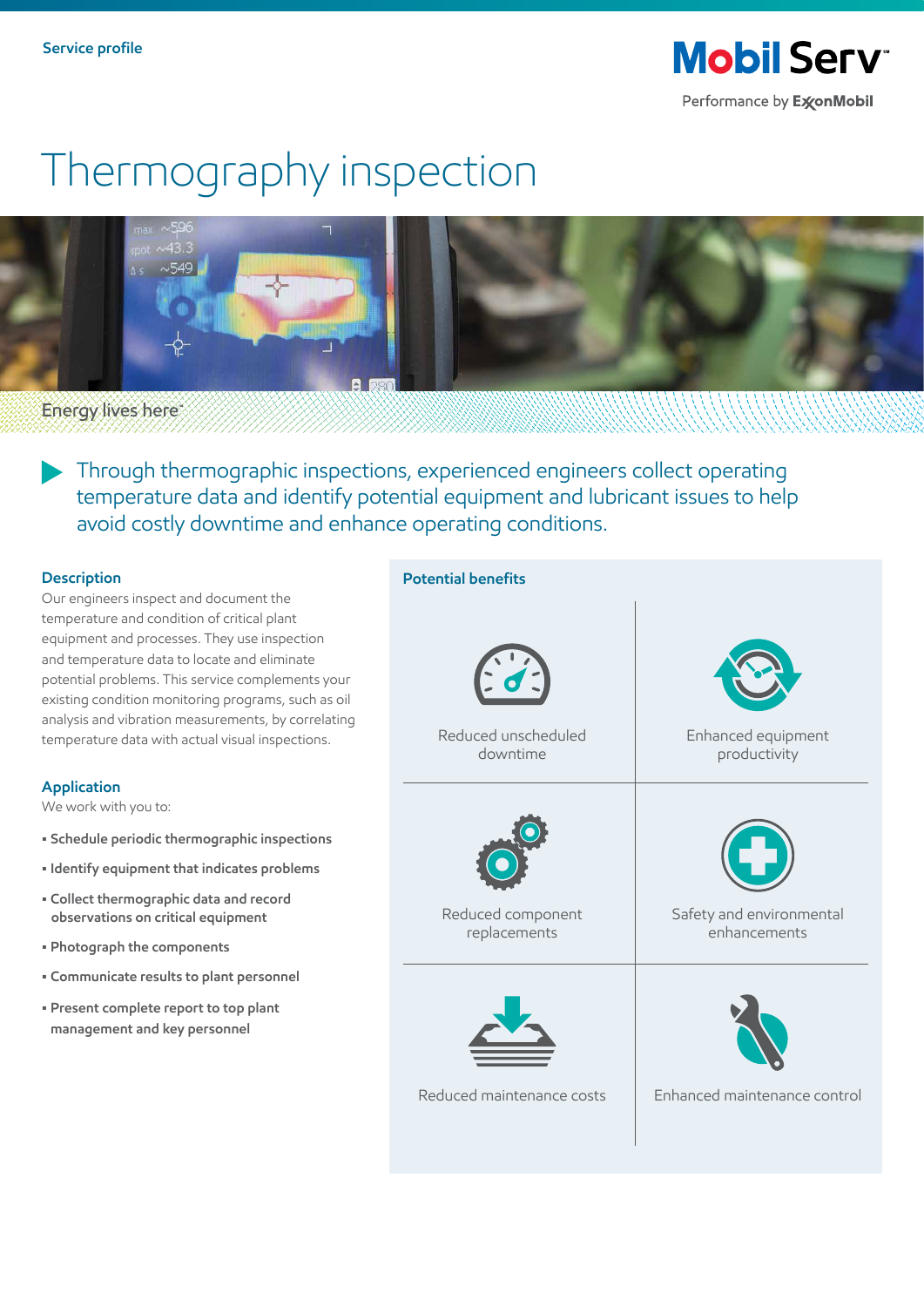Service profile

Mobil Serv℠

Performance by ExxonMobil

# Thermography inspection

Energy lives here™

Through thermographic inspections, experienced engineers collect operating temperature data and identify potential equipment and lubricant issues to help avoid costly downtime and enhance operating conditions.

## Description

Our engineers inspect and document the temperature and condition of critical plant equipment and processes. They use inspection and temperature data to locate and eliminate potential problems. This service complements your existing condition monitoring programs, such as oil analysis and vibration measurements, by correlating temperature data with actual visual inspections.

## Application

We work with you to:

- **Schedule periodic thermographic inspections**
- **Identify equipment that indicates problems**
- **Collect thermographic data and record observations on critical equipment**
- **Photograph the components**
- **Communicate results to plant personnel**
- **Present complete report to top plant management and key personnel**

## Potential benefits

- Reduced unscheduled downtime
- Enhanced equipment productivity
- Reduced component replacements
- Safety and environmental enhancements
- Reduced maintenance costs
- Enhanced maintenance control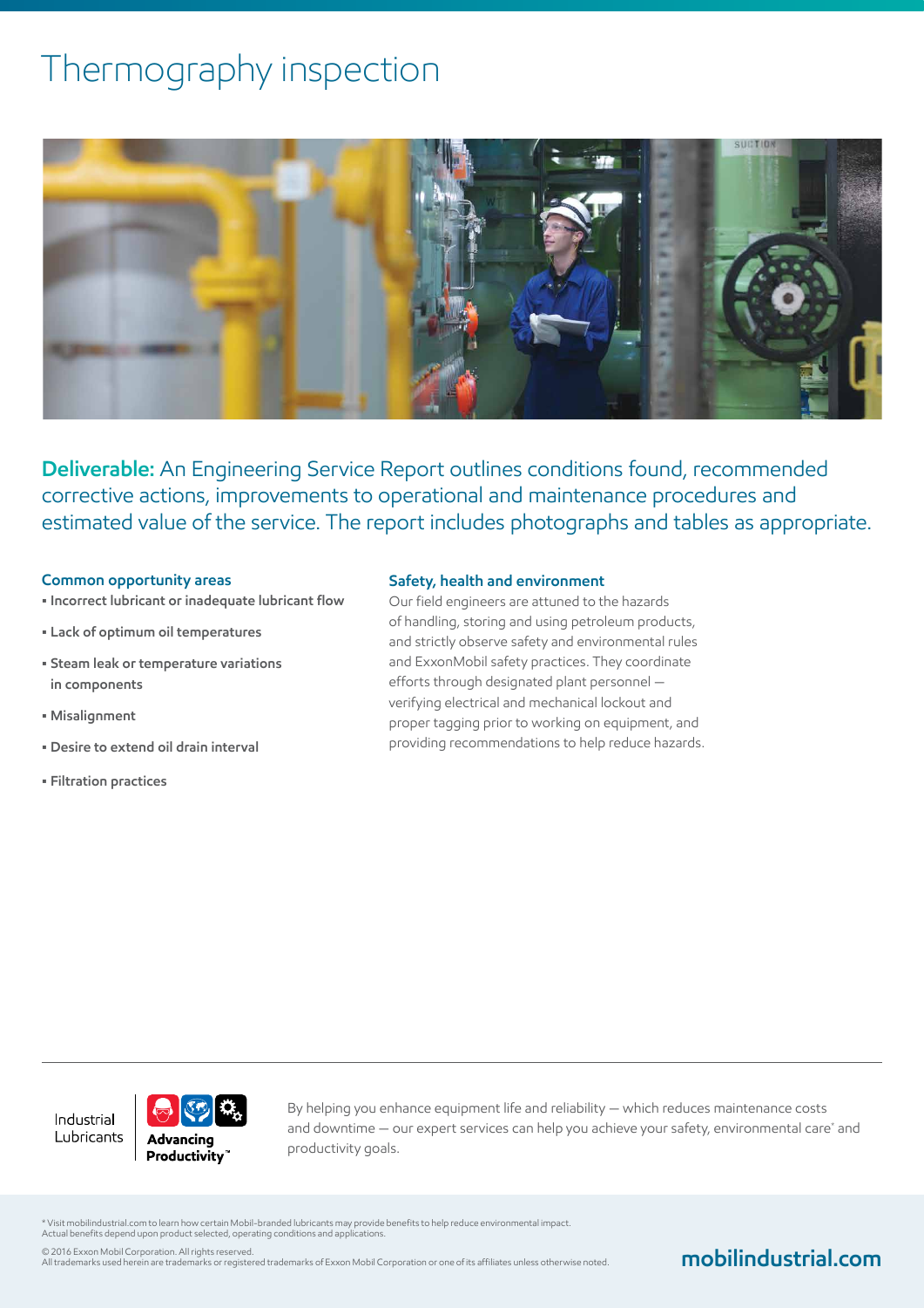# Thermography inspection

**Deliverable:** An Engineering Service Report outlines conditions found, recommended corrective actions, improvements to operational and maintenance procedures and estimated value of the service. The report includes photographs and tables as appropriate.

### Common opportunity areas

- **Incorrect lubricant or inadequate lubricant flow**
- **Lack of optimum oil temperatures**
- **Steam leak or temperature variations in components**
- **Misalignment**
- **Desire to extend oil drain interval**
- **Filtration practices**

### Safety, health and environment

Our field engineers are attuned to the hazards of handling, storing and using petroleum products, and strictly observe safety and environmental rules and ExxonMobil safety practices. They coordinate efforts through designated plant personnel — verifying electrical and mechanical lockout and proper tagging prior to working on equipment, and providing recommendations to help reduce hazards.

Industrial Lubricants

Advancing Productivity™

By helping you enhance equipment life and reliability — which reduces maintenance costs and downtime — our expert services can help you achieve your safety, environmental care* and productivity goals.

* Visit mobilindustrial.com to learn how certain Mobil-branded lubricants may provide benefits to help reduce environmental impact. Actual benefits depend upon product selected, operating conditions and applications.

© 2016 Exxon Mobil Corporation. All rights reserved.
All trademarks used herein are trademarks or registered trademarks of Exxon Mobil Corporation or one of its affiliates unless otherwise noted.

**mobilindustrial.com**